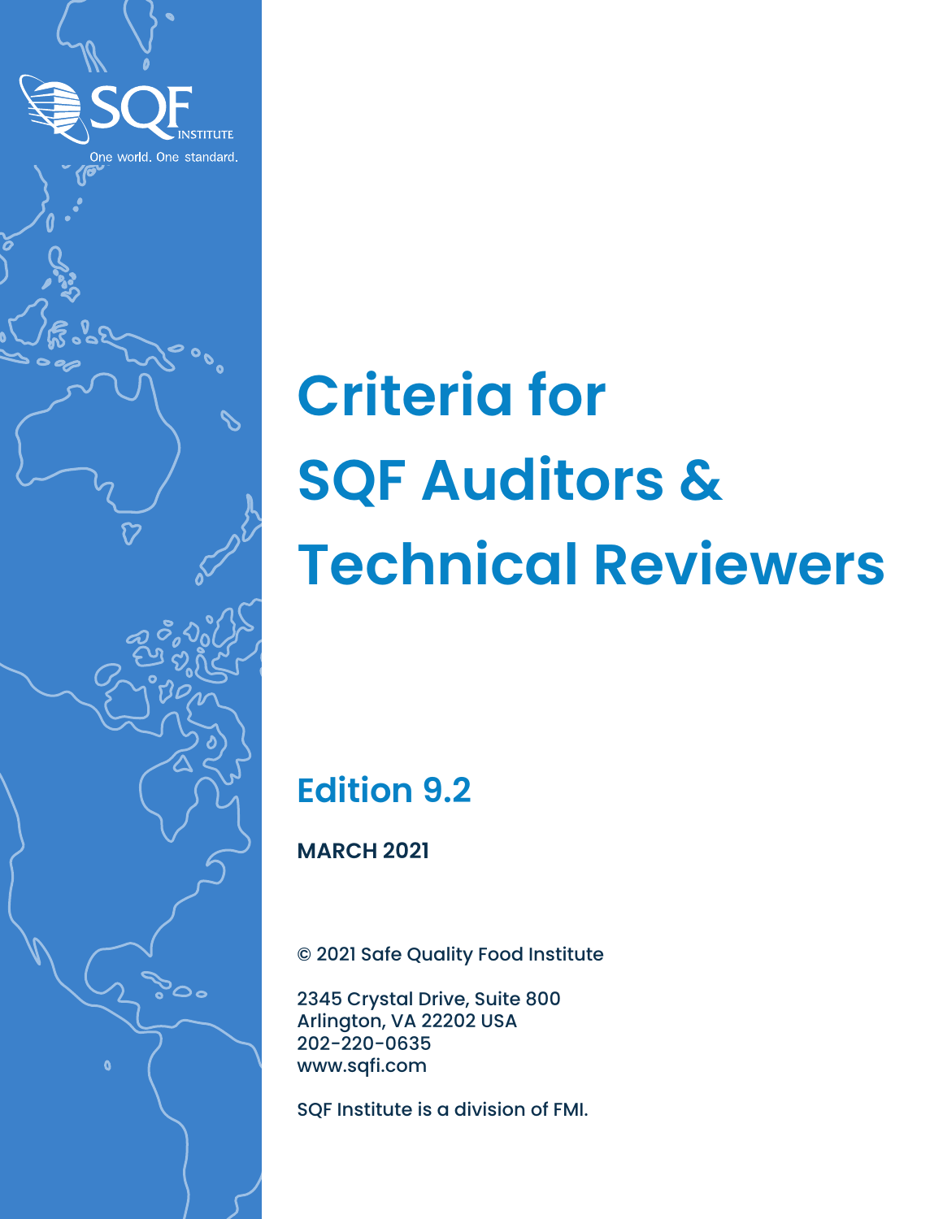SQF INSTITUTE

One world. One standard.

# Criteria for SQF Auditors & Technical Reviewers

## Edition 9.2

**MARCH 2021**

© 2021 Safe Quality Food Institute

2345 Crystal Drive, Suite 800
Arlington, VA 22202 USA
202-220-0635
www.sqfi.com

SQF Institute is a division of FMI.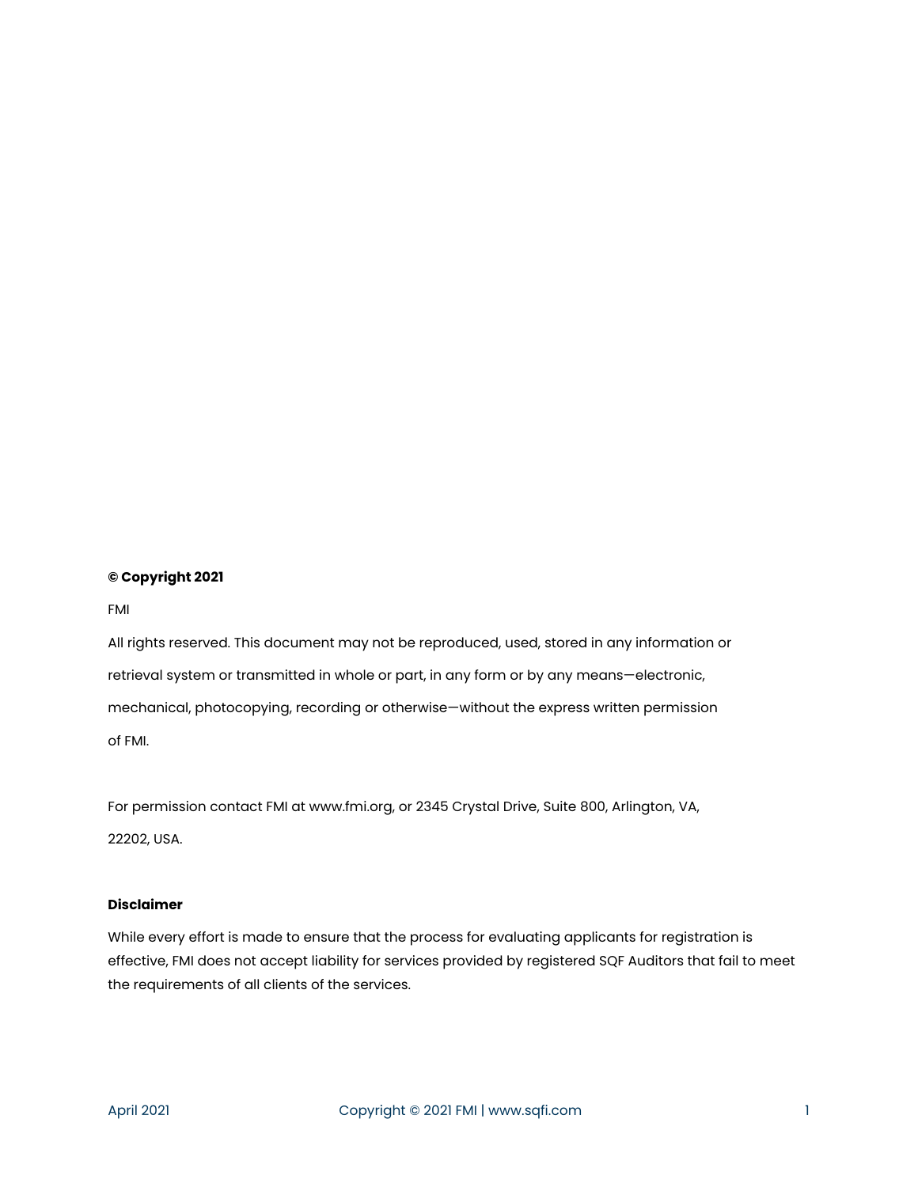**© Copyright 2021**

FMI

All rights reserved. This document may not be reproduced, used, stored in any information or retrieval system or transmitted in whole or part, in any form or by any means—electronic, mechanical, photocopying, recording or otherwise—without the express written permission of FMI.

For permission contact FMI at www.fmi.org, or 2345 Crystal Drive, Suite 800, Arlington, VA, 22202, USA.

**Disclaimer**

While every effort is made to ensure that the process for evaluating applicants for registration is effective, FMI does not accept liability for services provided by registered SQF Auditors that fail to meet the requirements of all clients of the services.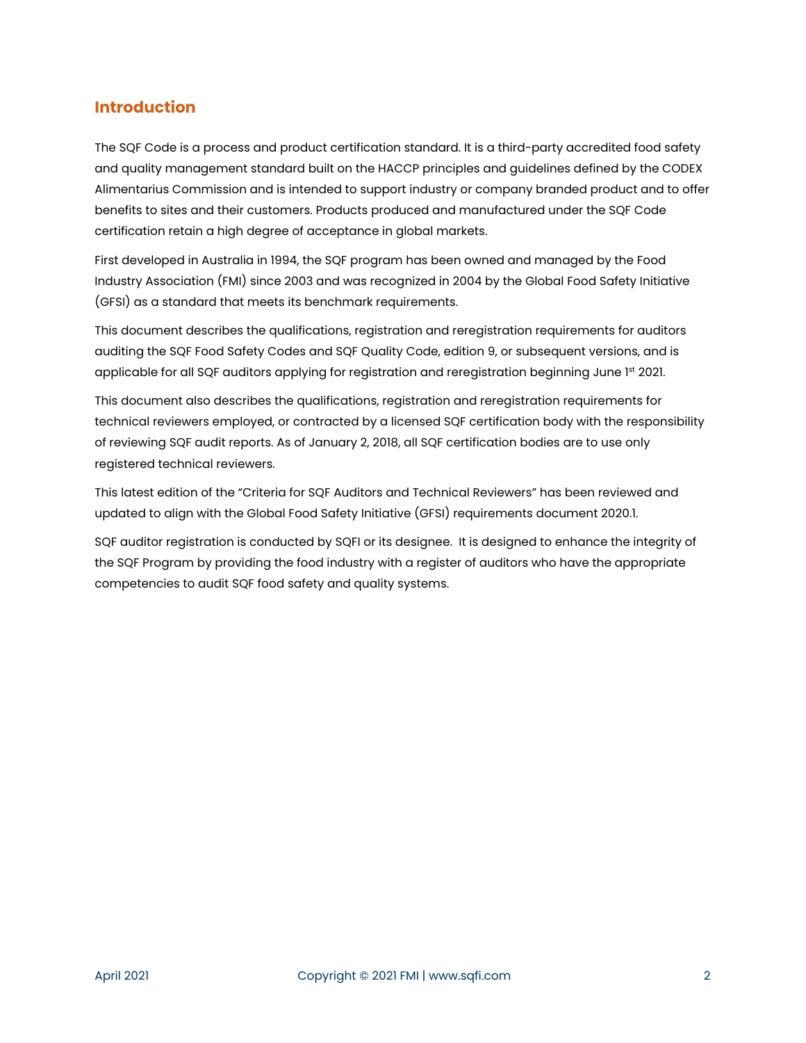## Introduction

The SQF Code is a process and product certification standard. It is a third-party accredited food safety and quality management standard built on the HACCP principles and guidelines defined by the CODEX Alimentarius Commission and is intended to support industry or company branded product and to offer benefits to sites and their customers. Products produced and manufactured under the SQF Code certification retain a high degree of acceptance in global markets.

First developed in Australia in 1994, the SQF program has been owned and managed by the Food Industry Association (FMI) since 2003 and was recognized in 2004 by the Global Food Safety Initiative (GFSI) as a standard that meets its benchmark requirements.

This document describes the qualifications, registration and reregistration requirements for auditors auditing the SQF Food Safety Codes and SQF Quality Code, edition 9, or subsequent versions, and is applicable for all SQF auditors applying for registration and reregistration beginning June 1st 2021.

This document also describes the qualifications, registration and reregistration requirements for technical reviewers employed, or contracted by a licensed SQF certification body with the responsibility of reviewing SQF audit reports. As of January 2, 2018, all SQF certification bodies are to use only registered technical reviewers.

This latest edition of the "Criteria for SQF Auditors and Technical Reviewers" has been reviewed and updated to align with the Global Food Safety Initiative (GFSI) requirements document 2020.1.

SQF auditor registration is conducted by SQFI or its designee. It is designed to enhance the integrity of the SQF Program by providing the food industry with a register of auditors who have the appropriate competencies to audit SQF food safety and quality systems.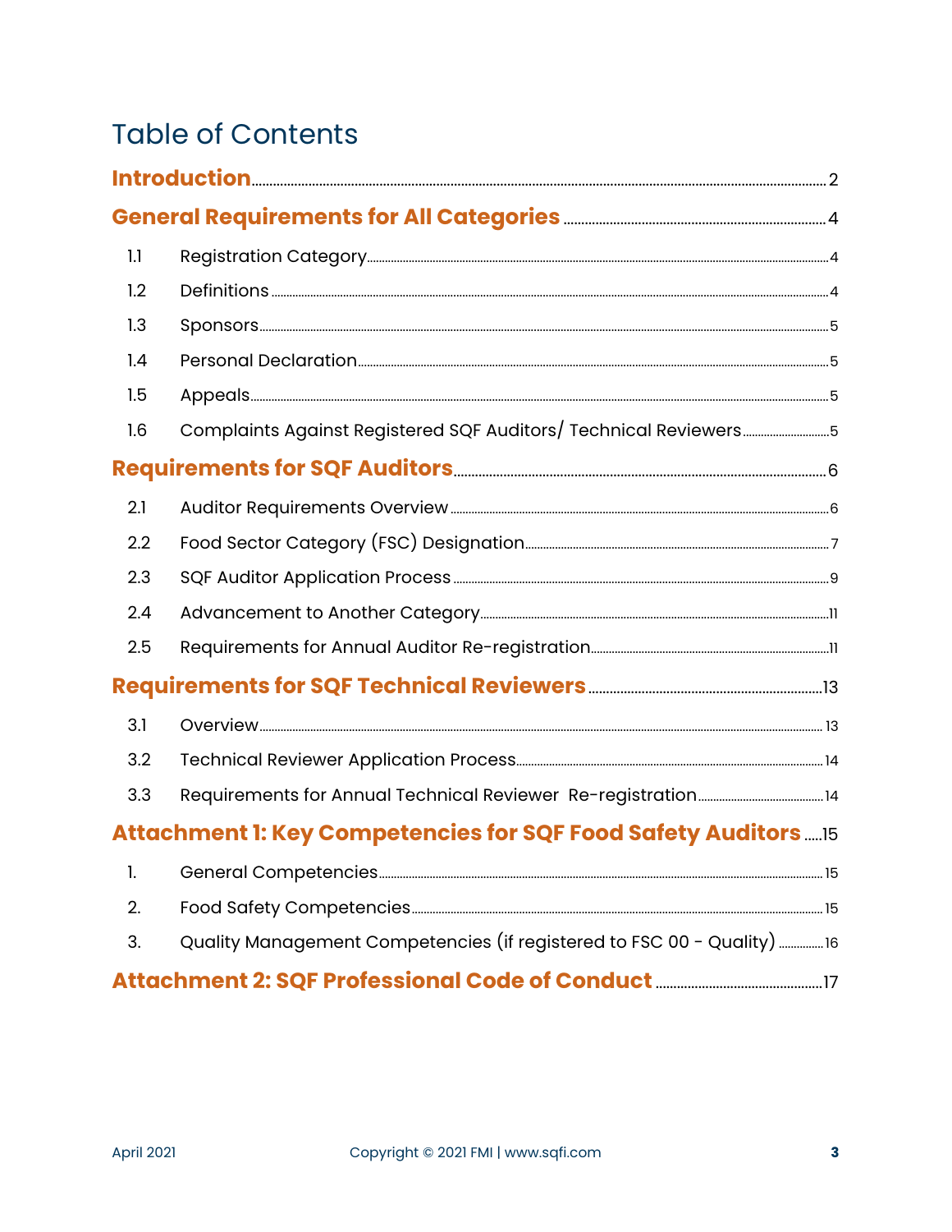# Table of Contents

**Introduction** ..... 2

**General Requirements for All Categories** ..... 4

- 1.1 Registration Category ..... 4
- 1.2 Definitions ..... 4
- 1.3 Sponsors ..... 5
- 1.4 Personal Declaration ..... 5
- 1.5 Appeals ..... 5
- 1.6 Complaints Against Registered SQF Auditors/ Technical Reviewers ..... 5

**Requirements for SQF Auditors** ..... 6

- 2.1 Auditor Requirements Overview ..... 6
- 2.2 Food Sector Category (FSC) Designation ..... 7
- 2.3 SQF Auditor Application Process ..... 9
- 2.4 Advancement to Another Category ..... 11
- 2.5 Requirements for Annual Auditor Re-registration ..... 11

**Requirements for SQF Technical Reviewers** ..... 13

- 3.1 Overview ..... 13
- 3.2 Technical Reviewer Application Process ..... 14
- 3.3 Requirements for Annual Technical Reviewer Re-registration ..... 14

**Attachment 1: Key Competencies for SQF Food Safety Auditors** ..... 15

1. General Competencies ..... 15
2. Food Safety Competencies ..... 15
3. Quality Management Competencies (if registered to FSC 00 - Quality) ..... 16

**Attachment 2: SQF Professional Code of Conduct** ..... 17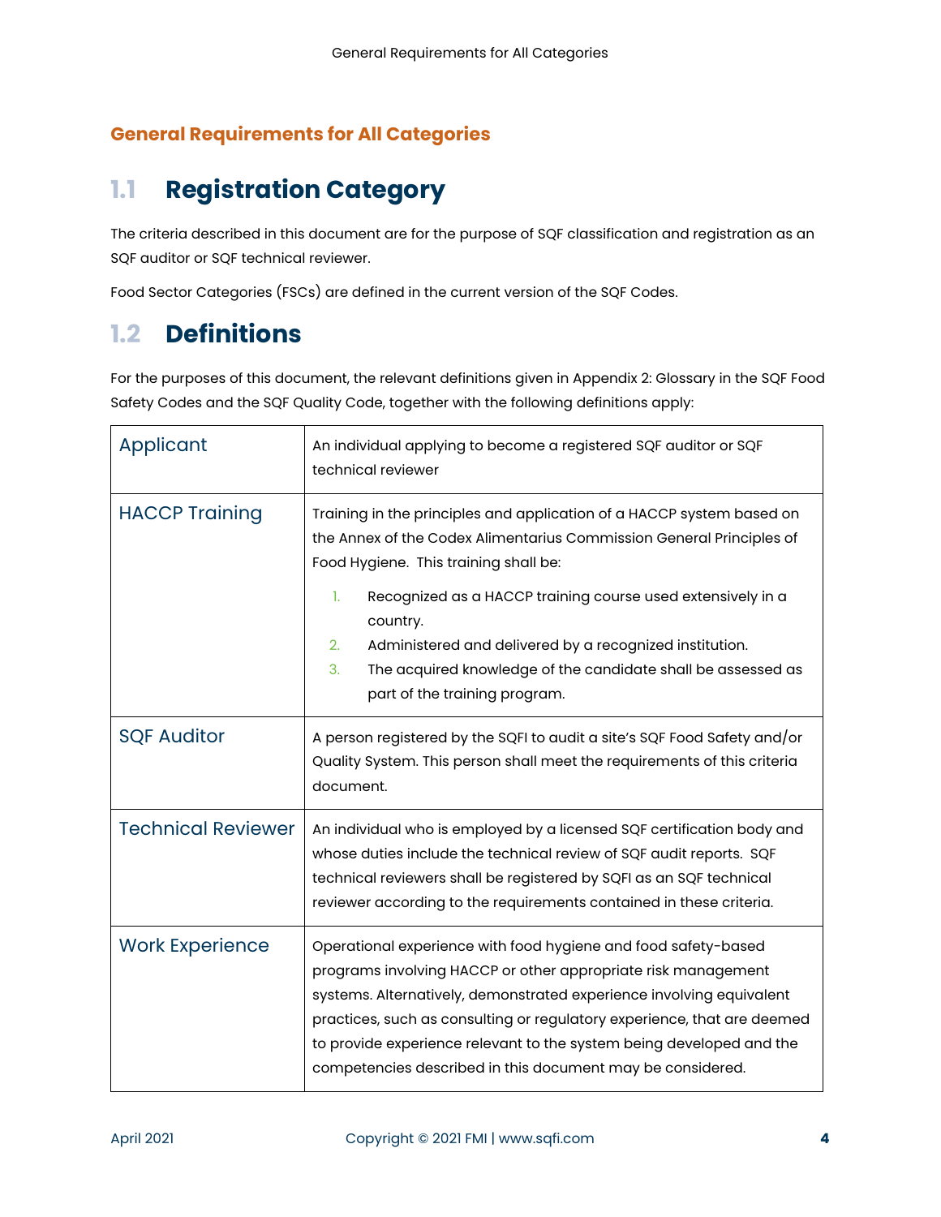## General Requirements for All Categories

# 1.1 Registration Category

The criteria described in this document are for the purpose of SQF classification and registration as an SQF auditor or SQF technical reviewer.

Food Sector Categories (FSCs) are defined in the current version of the SQF Codes.

# 1.2 Definitions

For the purposes of this document, the relevant definitions given in Appendix 2: Glossary in the SQF Food Safety Codes and the SQF Quality Code, together with the following definitions apply:

| Term | Definition |
|---|---|
| Applicant | An individual applying to become a registered SQF auditor or SQF technical reviewer |
| HACCP Training | Training in the principles and application of a HACCP system based on the Annex of the Codex Alimentarius Commission General Principles of Food Hygiene. This training shall be: 1. Recognized as a HACCP training course used extensively in a country. 2. Administered and delivered by a recognized institution. 3. The acquired knowledge of the candidate shall be assessed as part of the training program. |
| SQF Auditor | A person registered by the SQFI to audit a site's SQF Food Safety and/or Quality System. This person shall meet the requirements of this criteria document. |
| Technical Reviewer | An individual who is employed by a licensed SQF certification body and whose duties include the technical review of SQF audit reports. SQF technical reviewers shall be registered by SQFI as an SQF technical reviewer according to the requirements contained in these criteria. |
| Work Experience | Operational experience with food hygiene and food safety-based programs involving HACCP or other appropriate risk management systems. Alternatively, demonstrated experience involving equivalent practices, such as consulting or regulatory experience, that are deemed to provide experience relevant to the system being developed and the competencies described in this document may be considered. |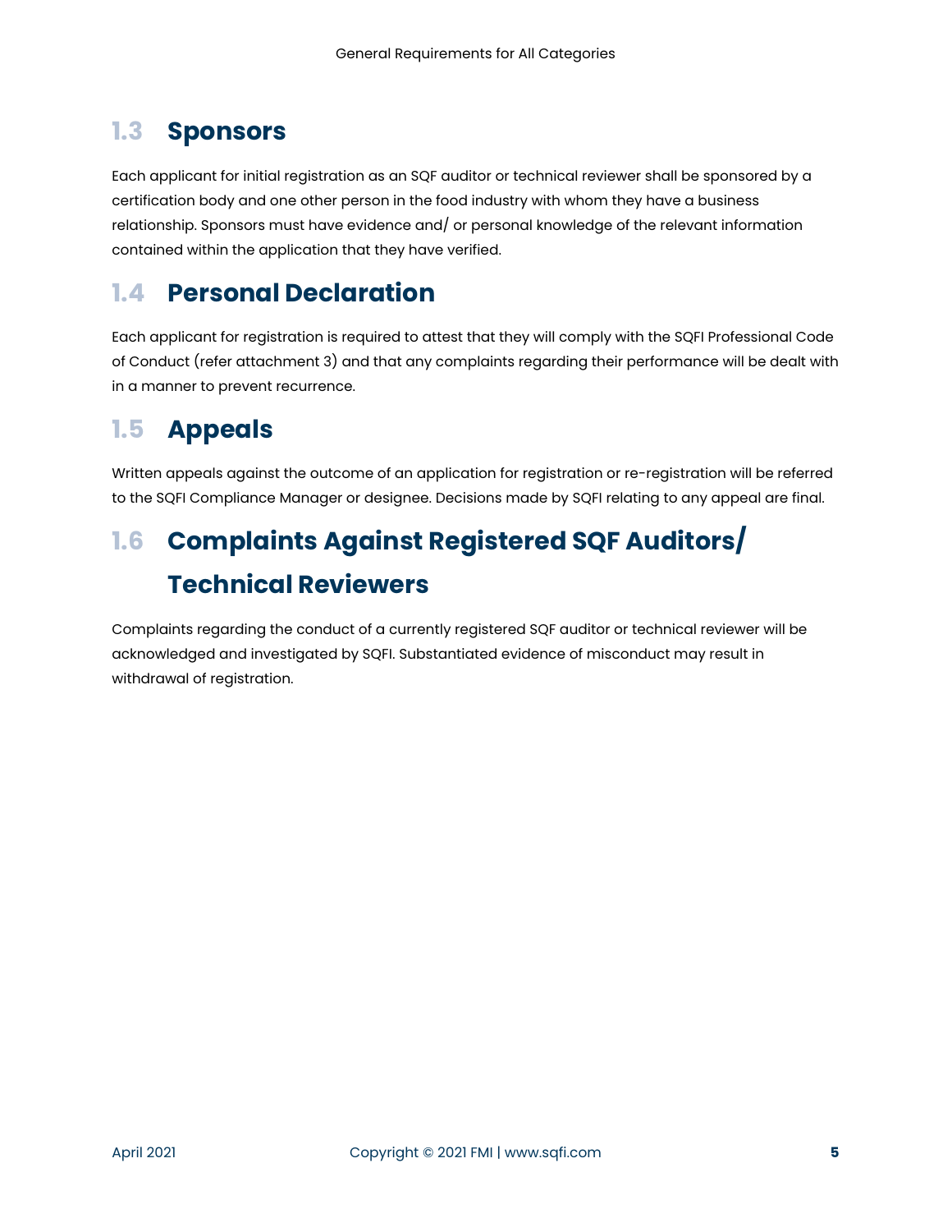## 1.3 Sponsors

Each applicant for initial registration as an SQF auditor or technical reviewer shall be sponsored by a certification body and one other person in the food industry with whom they have a business relationship. Sponsors must have evidence and/ or personal knowledge of the relevant information contained within the application that they have verified.

## 1.4 Personal Declaration

Each applicant for registration is required to attest that they will comply with the SQFI Professional Code of Conduct (refer attachment 3) and that any complaints regarding their performance will be dealt with in a manner to prevent recurrence.

## 1.5 Appeals

Written appeals against the outcome of an application for registration or re-registration will be referred to the SQFI Compliance Manager or designee. Decisions made by SQFI relating to any appeal are final.

## 1.6 Complaints Against Registered SQF Auditors/ Technical Reviewers

Complaints regarding the conduct of a currently registered SQF auditor or technical reviewer will be acknowledged and investigated by SQFI. Substantiated evidence of misconduct may result in withdrawal of registration.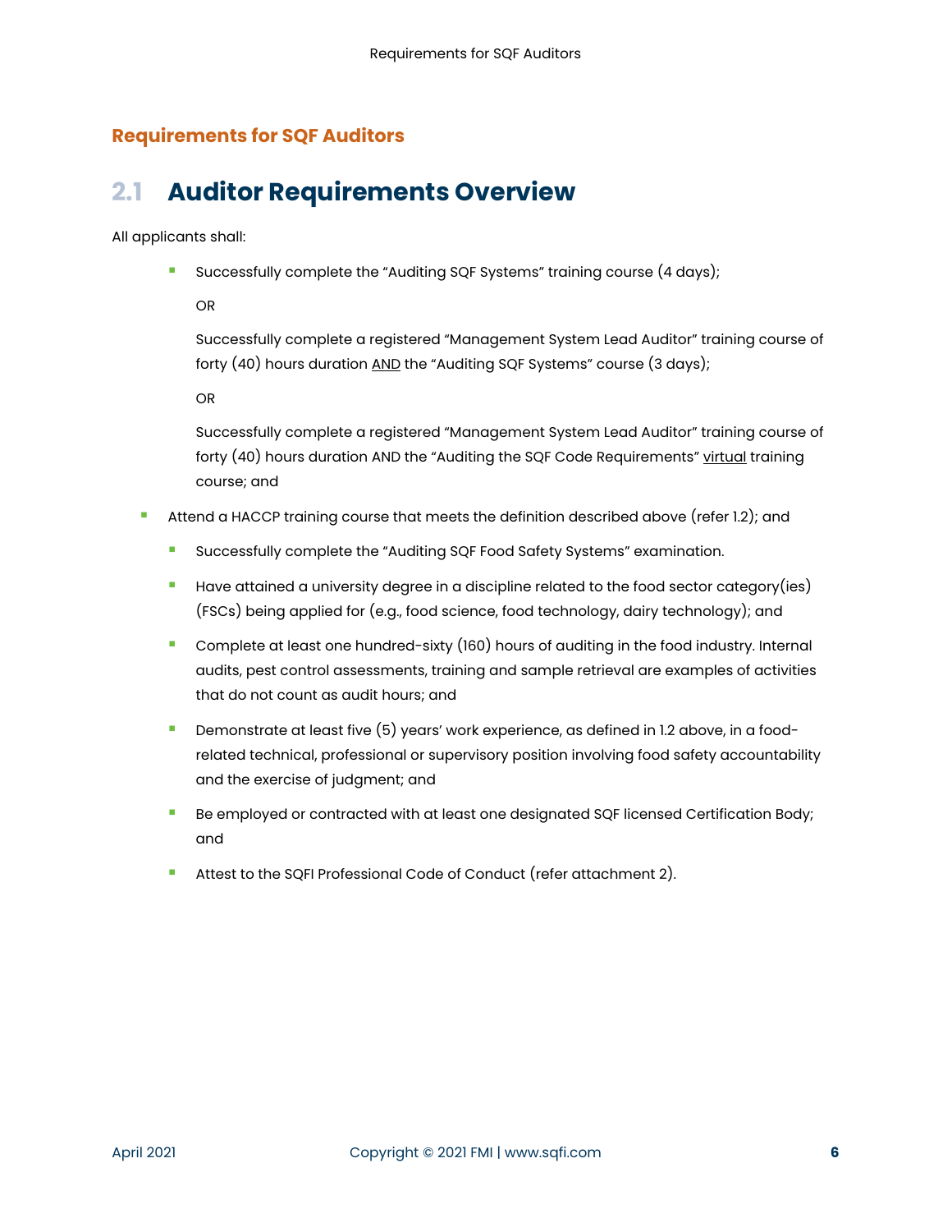## Requirements for SQF Auditors

# 2.1 Auditor Requirements Overview

All applicants shall:

- Successfully complete the "Auditing SQF Systems" training course (4 days);

  OR

  Successfully complete a registered "Management System Lead Auditor" training course of forty (40) hours duration <u>AND</u> the "Auditing SQF Systems" course (3 days);

  OR

  Successfully complete a registered "Management System Lead Auditor" training course of forty (40) hours duration AND the "Auditing the SQF Code Requirements" <u>virtual</u> training course; and

- Attend a HACCP training course that meets the definition described above (refer 1.2); and
  - Successfully complete the "Auditing SQF Food Safety Systems" examination.
  - Have attained a university degree in a discipline related to the food sector category(ies) (FSCs) being applied for (e.g., food science, food technology, dairy technology); and
  - Complete at least one hundred-sixty (160) hours of auditing in the food industry. Internal audits, pest control assessments, training and sample retrieval are examples of activities that do not count as audit hours; and
  - Demonstrate at least five (5) years' work experience, as defined in 1.2 above, in a food-related technical, professional or supervisory position involving food safety accountability and the exercise of judgment; and
  - Be employed or contracted with at least one designated SQF licensed Certification Body; and
  - Attest to the SQFI Professional Code of Conduct (refer attachment 2).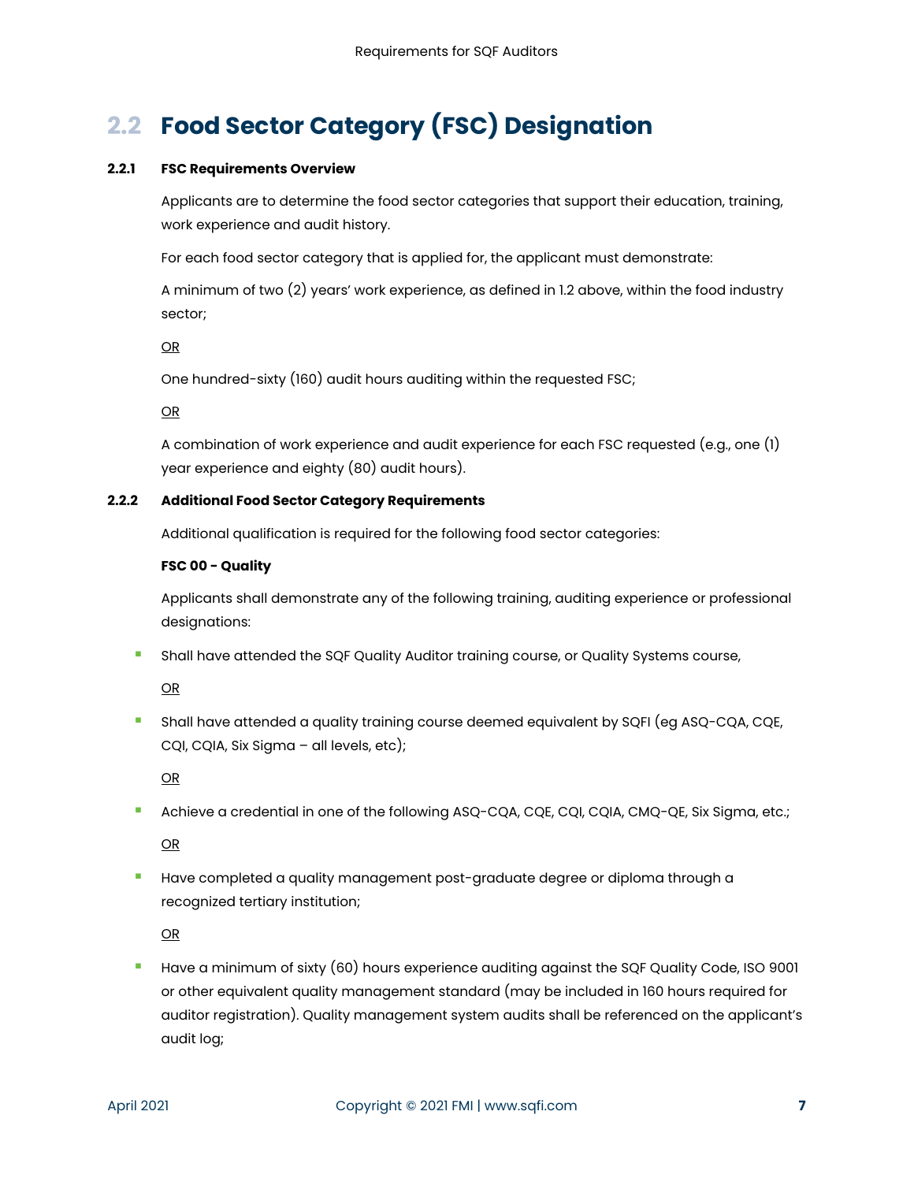## 2.2 Food Sector Category (FSC) Designation

### 2.2.1 FSC Requirements Overview

Applicants are to determine the food sector categories that support their education, training, work experience and audit history.

For each food sector category that is applied for, the applicant must demonstrate:

A minimum of two (2) years' work experience, as defined in 1.2 above, within the food industry sector;

<u>OR</u>

One hundred-sixty (160) audit hours auditing within the requested FSC;

<u>OR</u>

A combination of work experience and audit experience for each FSC requested (e.g., one (1) year experience and eighty (80) audit hours).

### 2.2.2 Additional Food Sector Category Requirements

Additional qualification is required for the following food sector categories:

**FSC 00 - Quality**

Applicants shall demonstrate any of the following training, auditing experience or professional designations:

- Shall have attended the SQF Quality Auditor training course, or Quality Systems course,

  <u>OR</u>

- Shall have attended a quality training course deemed equivalent by SQFI (eg ASQ-CQA, CQE, CQI, CQIA, Six Sigma – all levels, etc);

  <u>OR</u>

- Achieve a credential in one of the following ASQ-CQA, CQE, CQI, CQIA, CMQ-QE, Six Sigma, etc.;

  <u>OR</u>

- Have completed a quality management post-graduate degree or diploma through a recognized tertiary institution;

  <u>OR</u>

- Have a minimum of sixty (60) hours experience auditing against the SQF Quality Code, ISO 9001 or other equivalent quality management standard (may be included in 160 hours required for auditor registration). Quality management system audits shall be referenced on the applicant's audit log;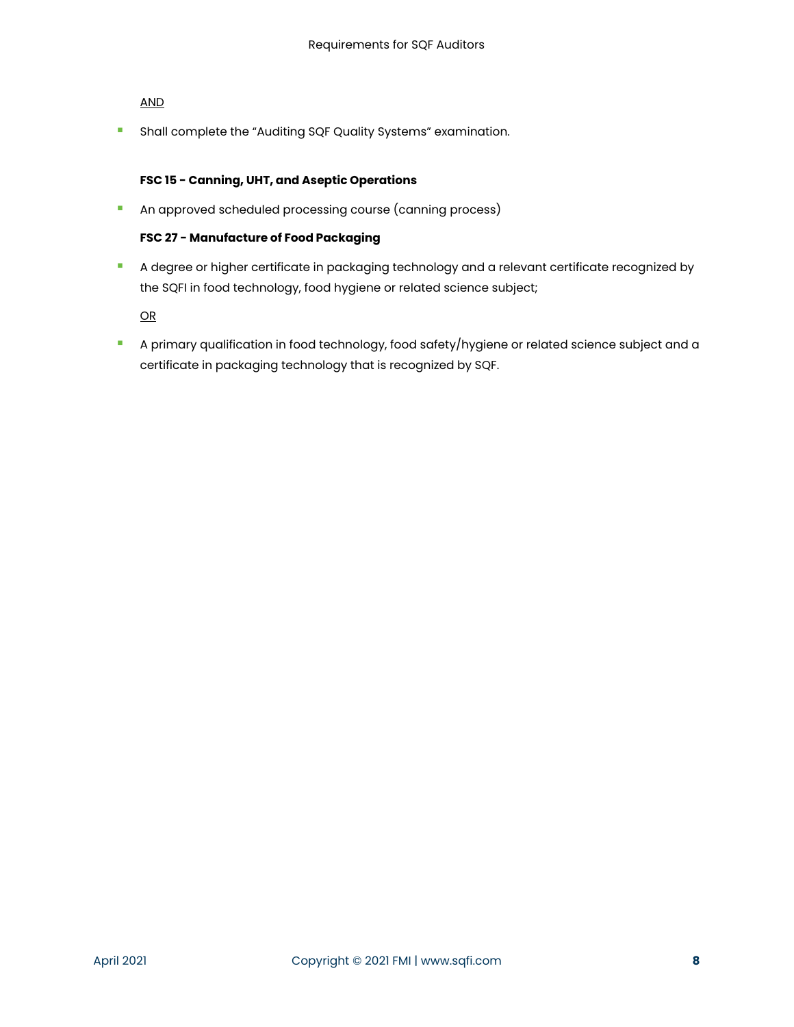AND

- Shall complete the "Auditing SQF Quality Systems" examination.

**FSC 15 - Canning, UHT, and Aseptic Operations**

- An approved scheduled processing course (canning process)

**FSC 27 - Manufacture of Food Packaging**

- A degree or higher certificate in packaging technology and a relevant certificate recognized by the SQFI in food technology, food hygiene or related science subject;

OR

- A primary qualification in food technology, food safety/hygiene or related science subject and a certificate in packaging technology that is recognized by SQF.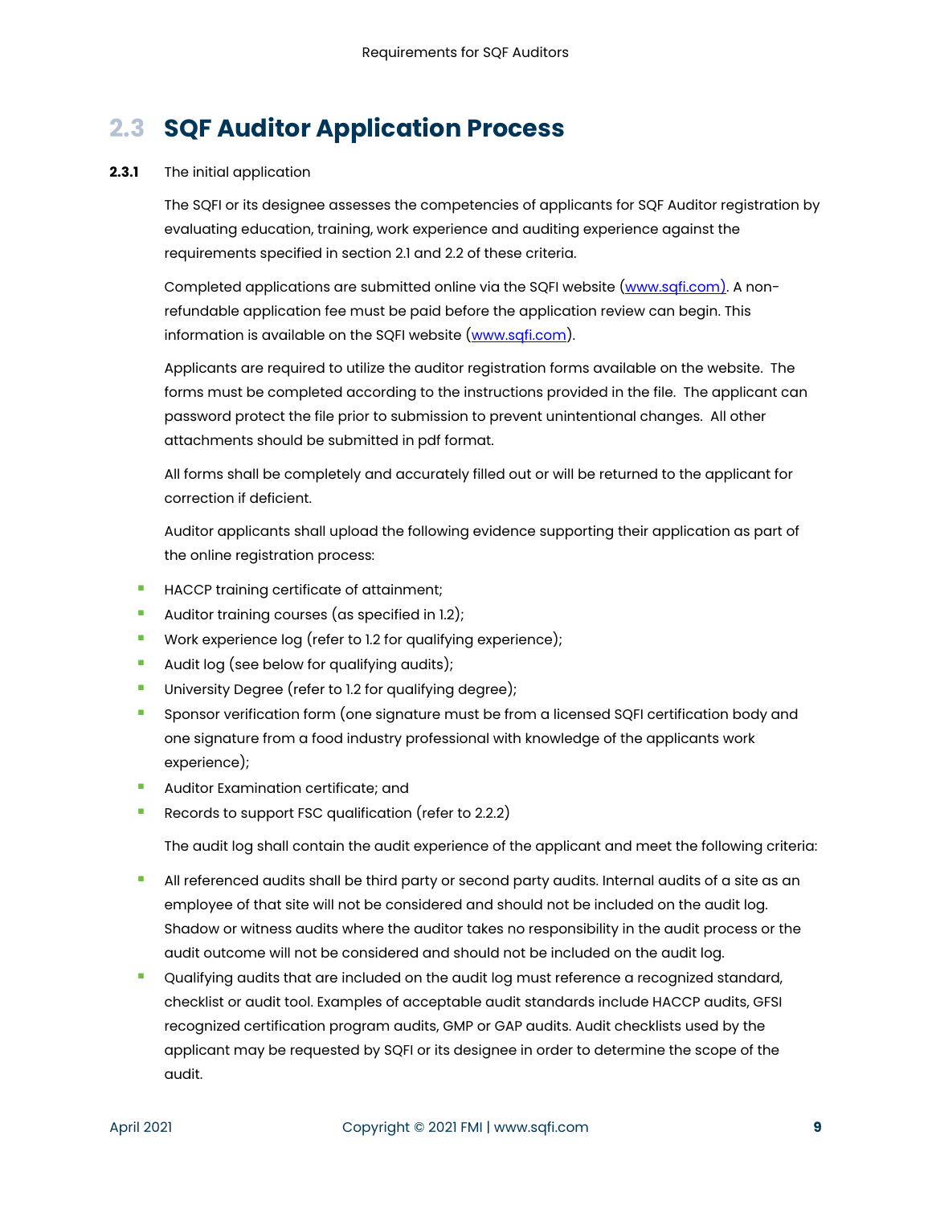## 2.3 SQF Auditor Application Process

**2.3.1** The initial application

The SQFI or its designee assesses the competencies of applicants for SQF Auditor registration by evaluating education, training, work experience and auditing experience against the requirements specified in section 2.1 and 2.2 of these criteria.

Completed applications are submitted online via the SQFI website (www.sqfi.com). A non-refundable application fee must be paid before the application review can begin. This information is available on the SQFI website (www.sqfi.com).

Applicants are required to utilize the auditor registration forms available on the website. The forms must be completed according to the instructions provided in the file. The applicant can password protect the file prior to submission to prevent unintentional changes. All other attachments should be submitted in pdf format.

All forms shall be completely and accurately filled out or will be returned to the applicant for correction if deficient.

Auditor applicants shall upload the following evidence supporting their application as part of the online registration process:

- HACCP training certificate of attainment;
- Auditor training courses (as specified in 1.2);
- Work experience log (refer to 1.2 for qualifying experience);
- Audit log (see below for qualifying audits);
- University Degree (refer to 1.2 for qualifying degree);
- Sponsor verification form (one signature must be from a licensed SQFI certification body and one signature from a food industry professional with knowledge of the applicants work experience);
- Auditor Examination certificate; and
- Records to support FSC qualification (refer to 2.2.2)

The audit log shall contain the audit experience of the applicant and meet the following criteria:

- All referenced audits shall be third party or second party audits. Internal audits of a site as an employee of that site will not be considered and should not be included on the audit log. Shadow or witness audits where the auditor takes no responsibility in the audit process or the audit outcome will not be considered and should not be included on the audit log.
- Qualifying audits that are included on the audit log must reference a recognized standard, checklist or audit tool. Examples of acceptable audit standards include HACCP audits, GFSI recognized certification program audits, GMP or GAP audits. Audit checklists used by the applicant may be requested by SQFI or its designee in order to determine the scope of the audit.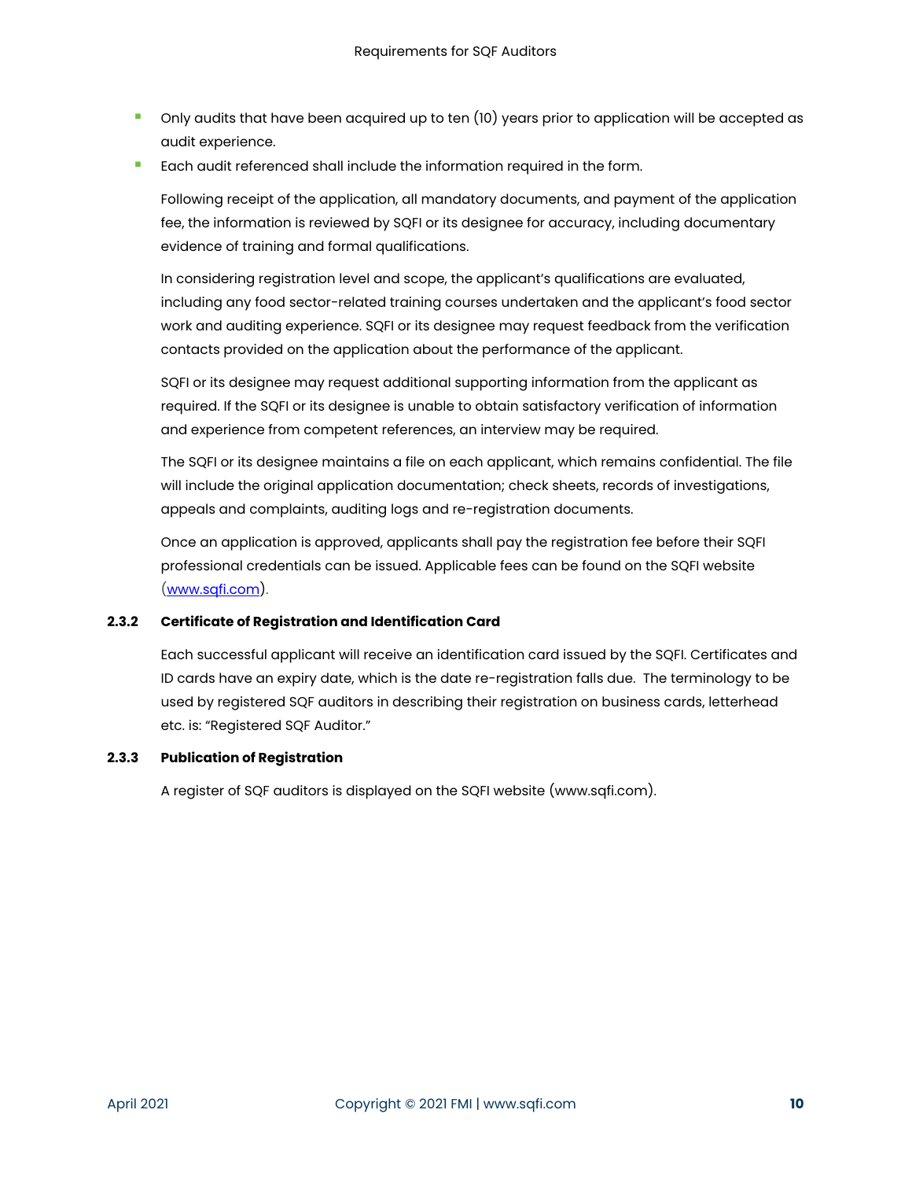- Only audits that have been acquired up to ten (10) years prior to application will be accepted as audit experience.
- Each audit referenced shall include the information required in the form.

Following receipt of the application, all mandatory documents, and payment of the application fee, the information is reviewed by SQFI or its designee for accuracy, including documentary evidence of training and formal qualifications.

In considering registration level and scope, the applicant's qualifications are evaluated, including any food sector-related training courses undertaken and the applicant's food sector work and auditing experience. SQFI or its designee may request feedback from the verification contacts provided on the application about the performance of the applicant.

SQFI or its designee may request additional supporting information from the applicant as required. If the SQFI or its designee is unable to obtain satisfactory verification of information and experience from competent references, an interview may be required.

The SQFI or its designee maintains a file on each applicant, which remains confidential. The file will include the original application documentation; check sheets, records of investigations, appeals and complaints, auditing logs and re-registration documents.

Once an application is approved, applicants shall pay the registration fee before their SQFI professional credentials can be issued. Applicable fees can be found on the SQFI website (www.sqfi.com).

#### 2.3.2 Certificate of Registration and Identification Card

Each successful applicant will receive an identification card issued by the SQFI. Certificates and ID cards have an expiry date, which is the date re-registration falls due. The terminology to be used by registered SQF auditors in describing their registration on business cards, letterhead etc. is: "Registered SQF Auditor."

#### 2.3.3 Publication of Registration

A register of SQF auditors is displayed on the SQFI website (www.sqfi.com).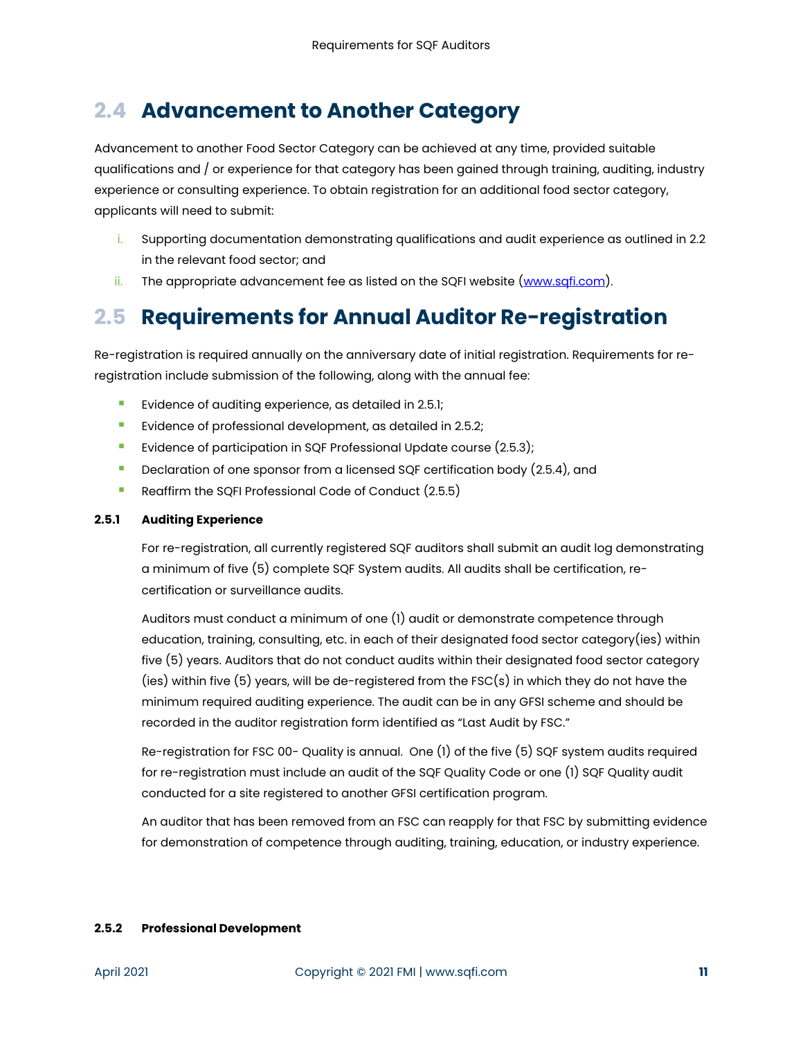## 2.4 Advancement to Another Category

Advancement to another Food Sector Category can be achieved at any time, provided suitable qualifications and / or experience for that category has been gained through training, auditing, industry experience or consulting experience. To obtain registration for an additional food sector category, applicants will need to submit:

i. Supporting documentation demonstrating qualifications and audit experience as outlined in 2.2 in the relevant food sector; and
ii. The appropriate advancement fee as listed on the SQFI website ([www.sqfi.com](http://www.sqfi.com)).

## 2.5 Requirements for Annual Auditor Re-registration

Re-registration is required annually on the anniversary date of initial registration. Requirements for re-registration include submission of the following, along with the annual fee:

- Evidence of auditing experience, as detailed in 2.5.1;
- Evidence of professional development, as detailed in 2.5.2;
- Evidence of participation in SQF Professional Update course (2.5.3);
- Declaration of one sponsor from a licensed SQF certification body (2.5.4), and
- Reaffirm the SQFI Professional Code of Conduct (2.5.5)

### 2.5.1 Auditing Experience

For re-registration, all currently registered SQF auditors shall submit an audit log demonstrating a minimum of five (5) complete SQF System audits. All audits shall be certification, re-certification or surveillance audits.

Auditors must conduct a minimum of one (1) audit or demonstrate competence through education, training, consulting, etc. in each of their designated food sector category(ies) within five (5) years. Auditors that do not conduct audits within their designated food sector category (ies) within five (5) years, will be de-registered from the FSC(s) in which they do not have the minimum required auditing experience. The audit can be in any GFSI scheme and should be recorded in the auditor registration form identified as "Last Audit by FSC."

Re-registration for FSC 00- Quality is annual. One (1) of the five (5) SQF system audits required for re-registration must include an audit of the SQF Quality Code or one (1) SQF Quality audit conducted for a site registered to another GFSI certification program.

An auditor that has been removed from an FSC can reapply for that FSC by submitting evidence for demonstration of competence through auditing, training, education, or industry experience.

### 2.5.2 Professional Development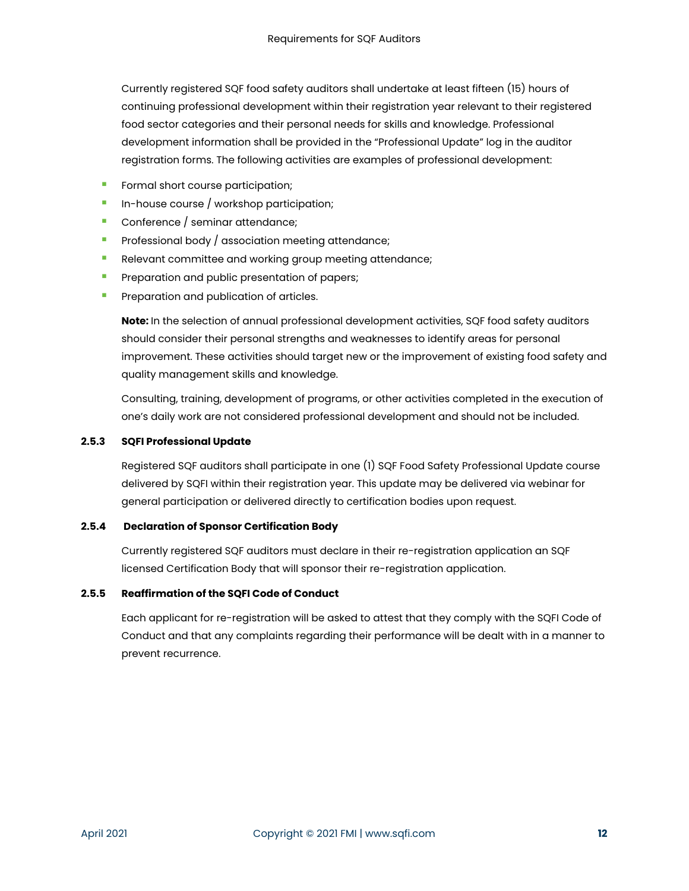Currently registered SQF food safety auditors shall undertake at least fifteen (15) hours of continuing professional development within their registration year relevant to their registered food sector categories and their personal needs for skills and knowledge. Professional development information shall be provided in the "Professional Update" log in the auditor registration forms. The following activities are examples of professional development:

- Formal short course participation;
- In-house course / workshop participation;
- Conference / seminar attendance;
- Professional body / association meeting attendance;
- Relevant committee and working group meeting attendance;
- Preparation and public presentation of papers;
- Preparation and publication of articles.

**Note:** In the selection of annual professional development activities, SQF food safety auditors should consider their personal strengths and weaknesses to identify areas for personal improvement. These activities should target new or the improvement of existing food safety and quality management skills and knowledge.

Consulting, training, development of programs, or other activities completed in the execution of one's daily work are not considered professional development and should not be included.

### 2.5.3 SQFI Professional Update

Registered SQF auditors shall participate in one (1) SQF Food Safety Professional Update course delivered by SQFI within their registration year. This update may be delivered via webinar for general participation or delivered directly to certification bodies upon request.

### 2.5.4 Declaration of Sponsor Certification Body

Currently registered SQF auditors must declare in their re-registration application an SQF licensed Certification Body that will sponsor their re-registration application.

### 2.5.5 Reaffirmation of the SQFI Code of Conduct

Each applicant for re-registration will be asked to attest that they comply with the SQFI Code of Conduct and that any complaints regarding their performance will be dealt with in a manner to prevent recurrence.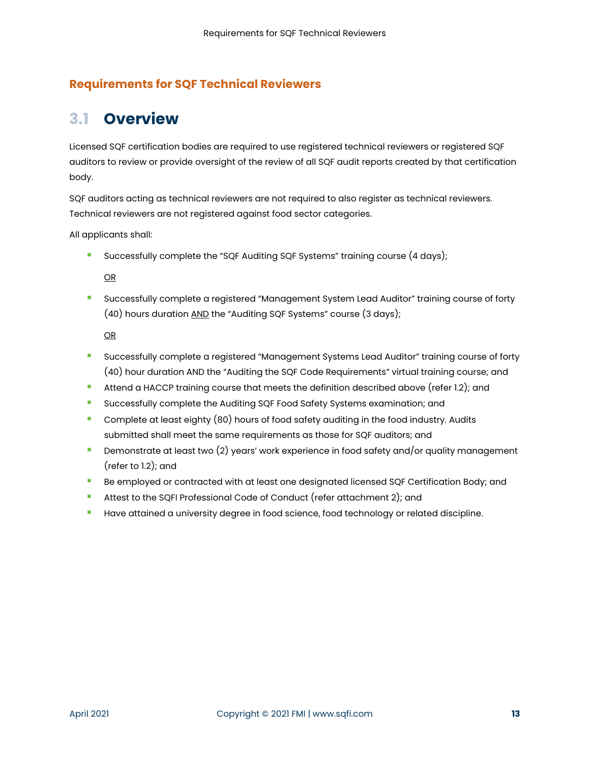## Requirements for SQF Technical Reviewers

# 3.1 Overview

Licensed SQF certification bodies are required to use registered technical reviewers or registered SQF auditors to review or provide oversight of the review of all SQF audit reports created by that certification body.

SQF auditors acting as technical reviewers are not required to also register as technical reviewers. Technical reviewers are not registered against food sector categories.

All applicants shall:

- Successfully complete the "SQF Auditing SQF Systems" training course (4 days);

  <u>OR</u>

- Successfully complete a registered "Management System Lead Auditor" training course of forty (40) hours duration <u>AND</u> the "Auditing SQF Systems" course (3 days);

  <u>OR</u>

- Successfully complete a registered "Management Systems Lead Auditor" training course of forty (40) hour duration AND the "Auditing the SQF Code Requirements" virtual training course; and
- Attend a HACCP training course that meets the definition described above (refer 1.2); and
- Successfully complete the Auditing SQF Food Safety Systems examination; and
- Complete at least eighty (80) hours of food safety auditing in the food industry. Audits submitted shall meet the same requirements as those for SQF auditors; and
- Demonstrate at least two (2) years' work experience in food safety and/or quality management (refer to 1.2); and
- Be employed or contracted with at least one designated licensed SQF Certification Body; and
- Attest to the SQFI Professional Code of Conduct (refer attachment 2); and
- Have attained a university degree in food science, food technology or related discipline.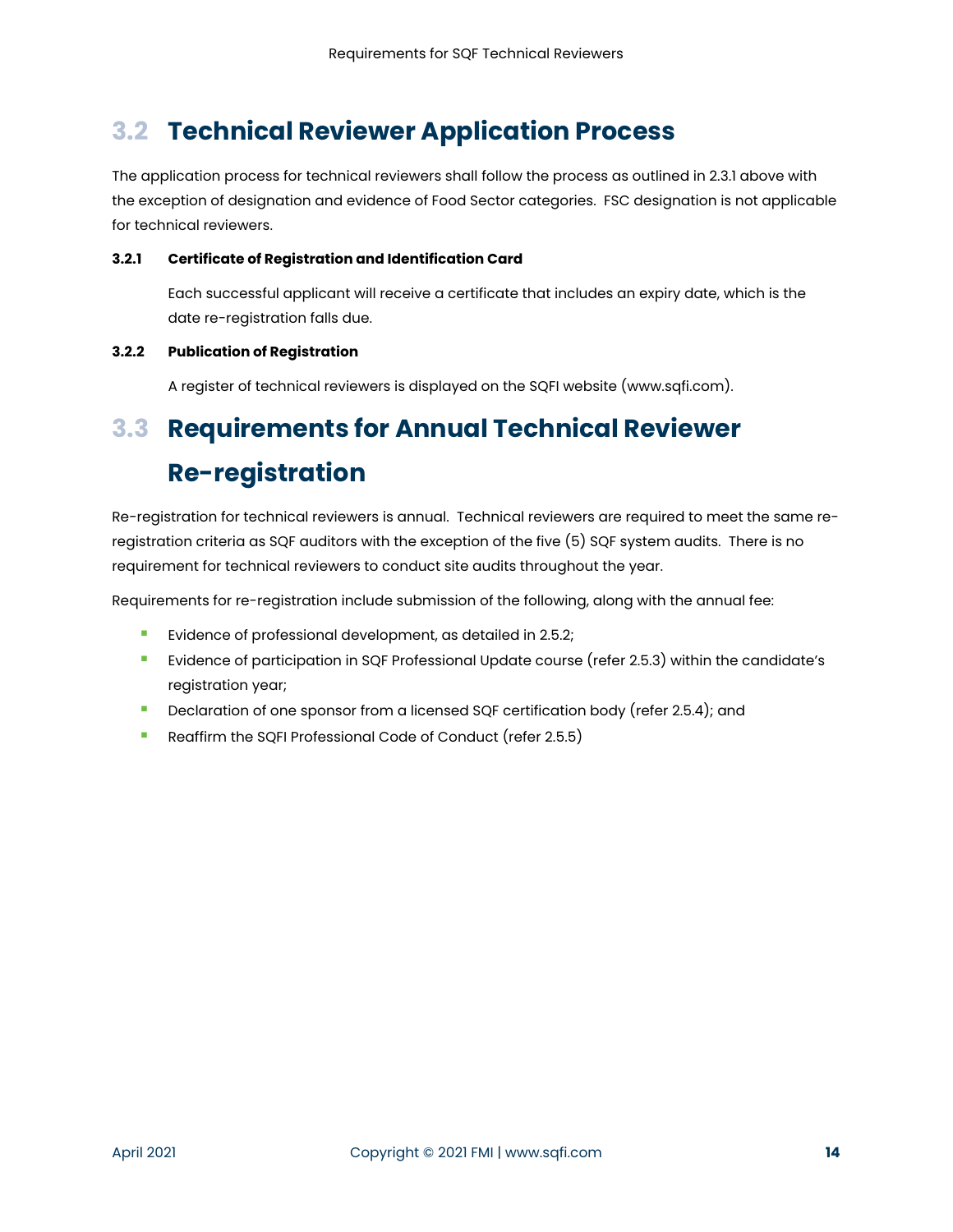## 3.2 Technical Reviewer Application Process

The application process for technical reviewers shall follow the process as outlined in 2.3.1 above with the exception of designation and evidence of Food Sector categories. FSC designation is not applicable for technical reviewers.

#### 3.2.1 Certificate of Registration and Identification Card

Each successful applicant will receive a certificate that includes an expiry date, which is the date re-registration falls due.

#### 3.2.2 Publication of Registration

A register of technical reviewers is displayed on the SQFI website (www.sqfi.com).

## 3.3 Requirements for Annual Technical Reviewer Re-registration

Re-registration for technical reviewers is annual. Technical reviewers are required to meet the same re-registration criteria as SQF auditors with the exception of the five (5) SQF system audits. There is no requirement for technical reviewers to conduct site audits throughout the year.

Requirements for re-registration include submission of the following, along with the annual fee:

- Evidence of professional development, as detailed in 2.5.2;
- Evidence of participation in SQF Professional Update course (refer 2.5.3) within the candidate's registration year;
- Declaration of one sponsor from a licensed SQF certification body (refer 2.5.4); and
- Reaffirm the SQFI Professional Code of Conduct (refer 2.5.5)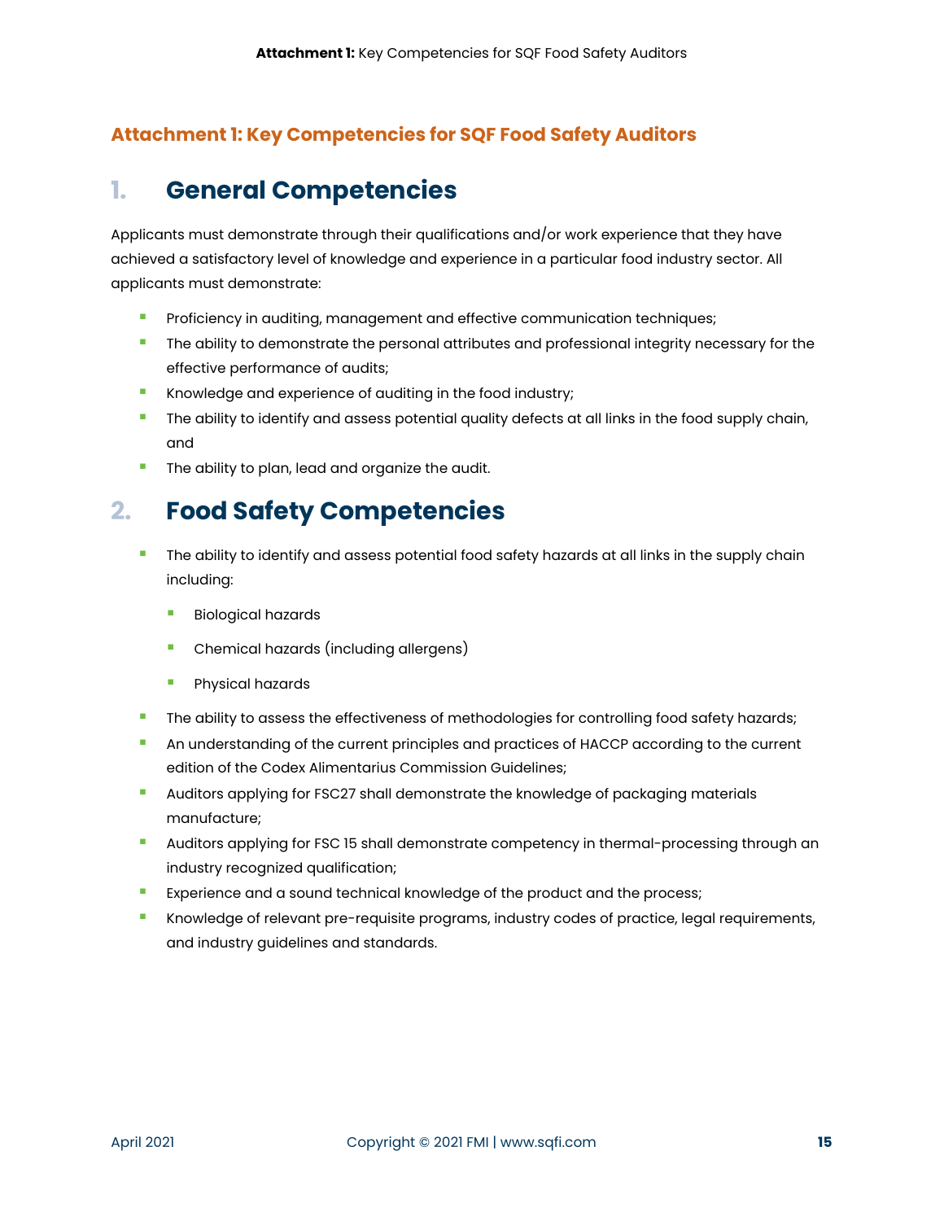## Attachment 1: Key Competencies for SQF Food Safety Auditors

# 1. General Competencies

Applicants must demonstrate through their qualifications and/or work experience that they have achieved a satisfactory level of knowledge and experience in a particular food industry sector. All applicants must demonstrate:

- Proficiency in auditing, management and effective communication techniques;
- The ability to demonstrate the personal attributes and professional integrity necessary for the effective performance of audits;
- Knowledge and experience of auditing in the food industry;
- The ability to identify and assess potential quality defects at all links in the food supply chain, and
- The ability to plan, lead and organize the audit.

# 2. Food Safety Competencies

- The ability to identify and assess potential food safety hazards at all links in the supply chain including:
  - Biological hazards
  - Chemical hazards (including allergens)
  - Physical hazards
- The ability to assess the effectiveness of methodologies for controlling food safety hazards;
- An understanding of the current principles and practices of HACCP according to the current edition of the Codex Alimentarius Commission Guidelines;
- Auditors applying for FSC27 shall demonstrate the knowledge of packaging materials manufacture;
- Auditors applying for FSC 15 shall demonstrate competency in thermal-processing through an industry recognized qualification;
- Experience and a sound technical knowledge of the product and the process;
- Knowledge of relevant pre-requisite programs, industry codes of practice, legal requirements, and industry guidelines and standards.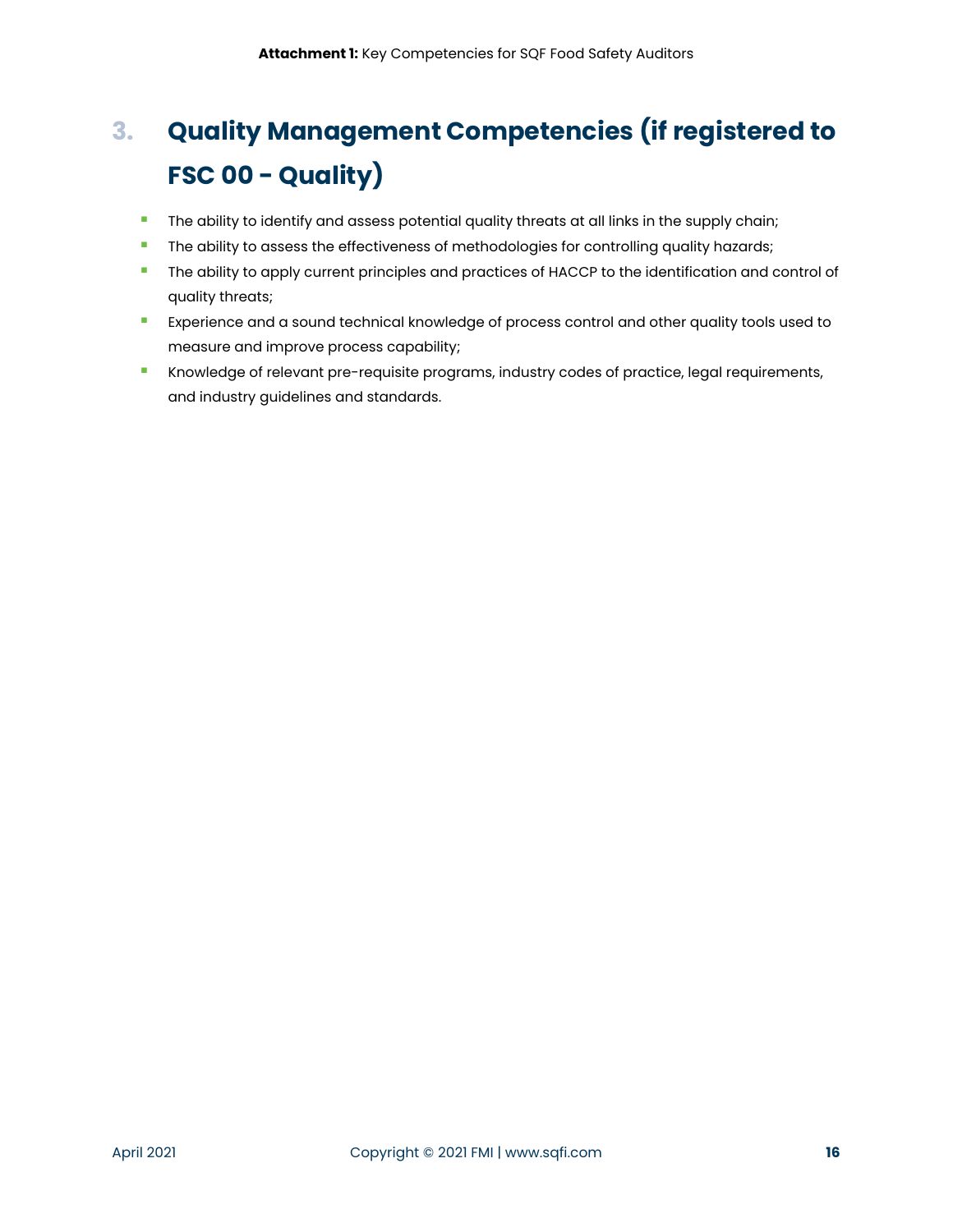## 3. Quality Management Competencies (if registered to FSC 00 - Quality)

- The ability to identify and assess potential quality threats at all links in the supply chain;
- The ability to assess the effectiveness of methodologies for controlling quality hazards;
- The ability to apply current principles and practices of HACCP to the identification and control of quality threats;
- Experience and a sound technical knowledge of process control and other quality tools used to measure and improve process capability;
- Knowledge of relevant pre-requisite programs, industry codes of practice, legal requirements, and industry guidelines and standards.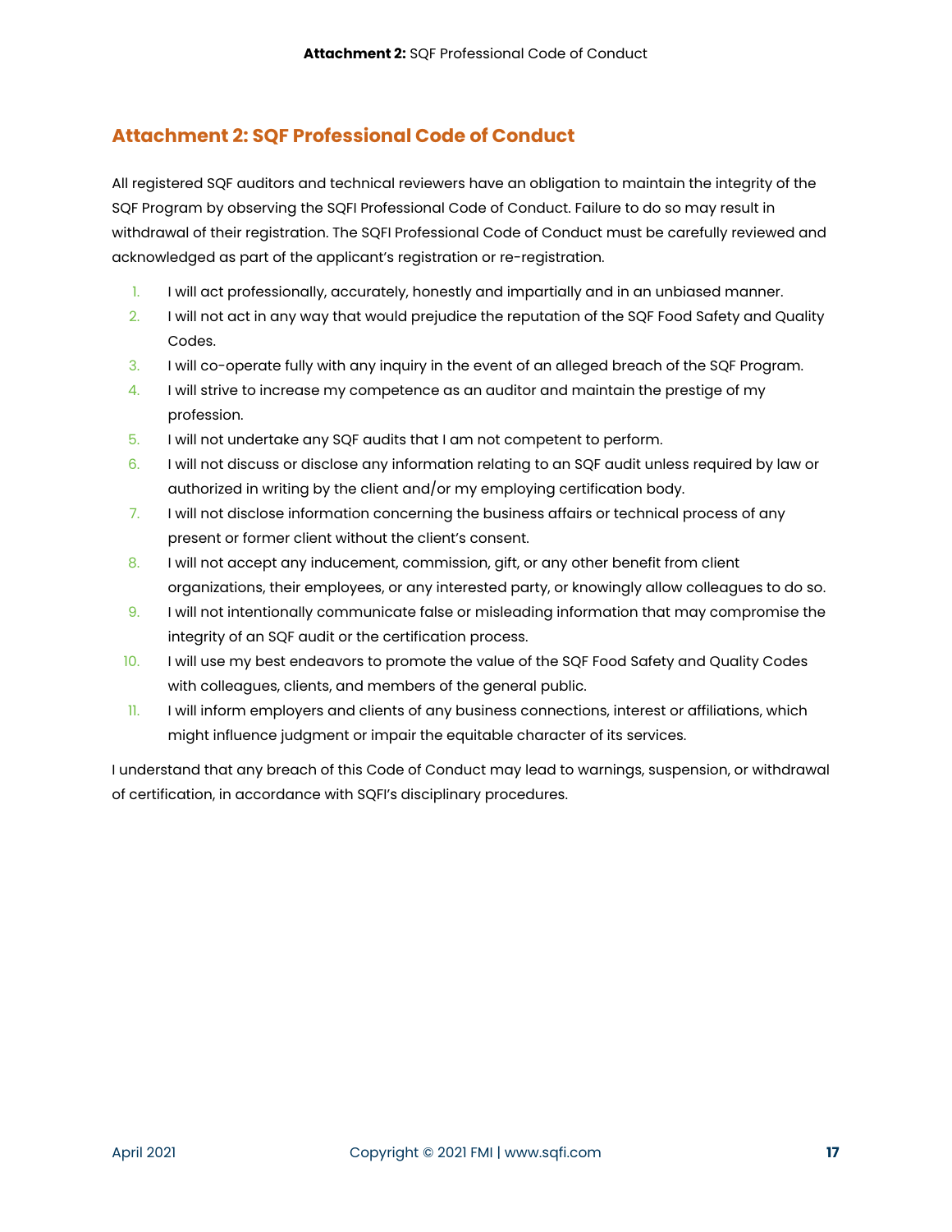## Attachment 2: SQF Professional Code of Conduct

All registered SQF auditors and technical reviewers have an obligation to maintain the integrity of the SQF Program by observing the SQFI Professional Code of Conduct. Failure to do so may result in withdrawal of their registration. The SQFI Professional Code of Conduct must be carefully reviewed and acknowledged as part of the applicant's registration or re-registration.

1. I will act professionally, accurately, honestly and impartially and in an unbiased manner.
2. I will not act in any way that would prejudice the reputation of the SQF Food Safety and Quality Codes.
3. I will co-operate fully with any inquiry in the event of an alleged breach of the SQF Program.
4. I will strive to increase my competence as an auditor and maintain the prestige of my profession.
5. I will not undertake any SQF audits that I am not competent to perform.
6. I will not discuss or disclose any information relating to an SQF audit unless required by law or authorized in writing by the client and/or my employing certification body.
7. I will not disclose information concerning the business affairs or technical process of any present or former client without the client's consent.
8. I will not accept any inducement, commission, gift, or any other benefit from client organizations, their employees, or any interested party, or knowingly allow colleagues to do so.
9. I will not intentionally communicate false or misleading information that may compromise the integrity of an SQF audit or the certification process.
10. I will use my best endeavors to promote the value of the SQF Food Safety and Quality Codes with colleagues, clients, and members of the general public.
11. I will inform employers and clients of any business connections, interest or affiliations, which might influence judgment or impair the equitable character of its services.

I understand that any breach of this Code of Conduct may lead to warnings, suspension, or withdrawal of certification, in accordance with SQFI's disciplinary procedures.